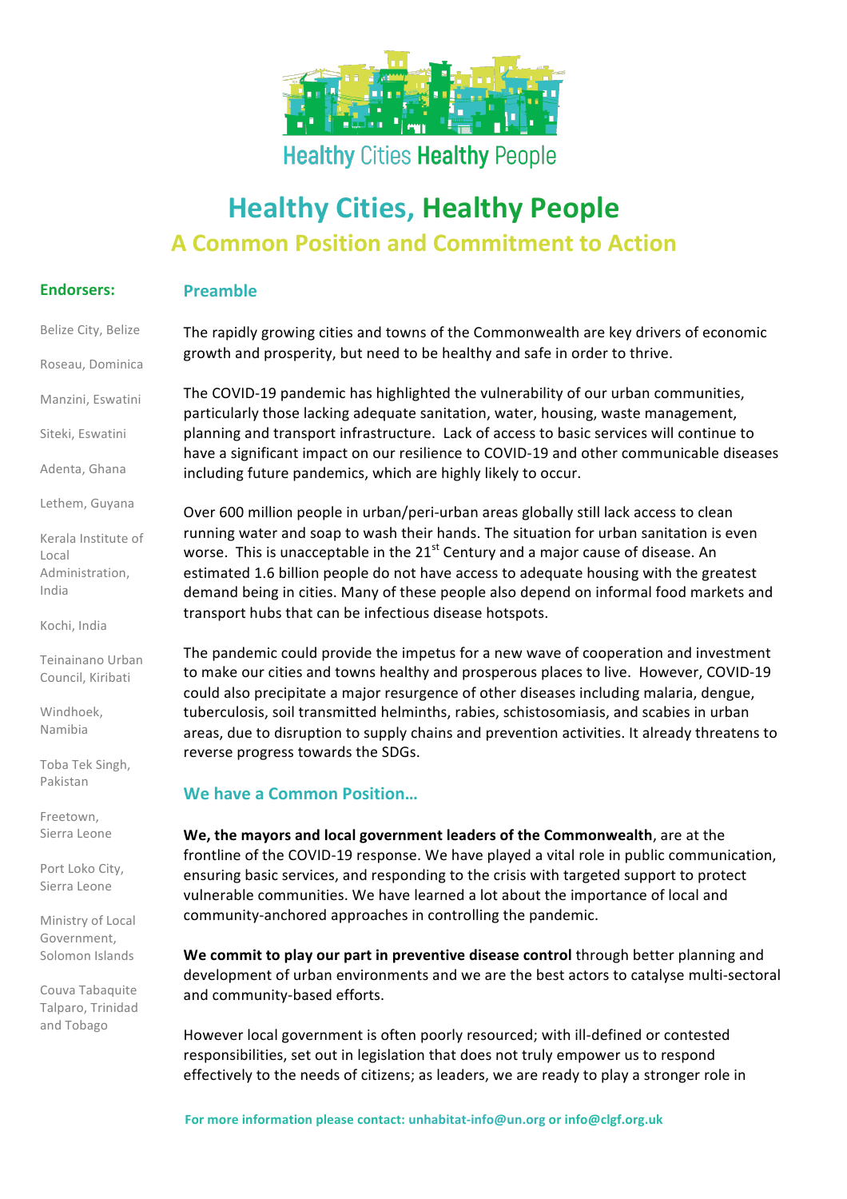Healthy Cities Healthy People

# Healthy Cities, Healthy People

## A Common Position and Commitment to Action

### Endorsers:

- Belize City, Belize
- Roseau, Dominica
- Manzini, Eswatini
- Siteki, Eswatini
- Adenta, Ghana
- Lethem, Guyana
- Kerala Institute of Local Administration, India
- Kochi, India
- Teinainano Urban Council, Kiribati
- Windhoek, Namibia
- Toba Tek Singh, Pakistan
- Freetown, Sierra Leone
- Port Loko City, Sierra Leone
- Ministry of Local Government, Solomon Islands
- Couva Tabaquite Talparo, Trinidad and Tobago

### Preamble

The rapidly growing cities and towns of the Commonwealth are key drivers of economic growth and prosperity, but need to be healthy and safe in order to thrive.

The COVID-19 pandemic has highlighted the vulnerability of our urban communities, particularly those lacking adequate sanitation, water, housing, waste management, planning and transport infrastructure. Lack of access to basic services will continue to have a significant impact on our resilience to COVID-19 and other communicable diseases including future pandemics, which are highly likely to occur.

Over 600 million people in urban/peri-urban areas globally still lack access to clean running water and soap to wash their hands. The situation for urban sanitation is even worse. This is unacceptable in the 21st Century and a major cause of disease. An estimated 1.6 billion people do not have access to adequate housing with the greatest demand being in cities. Many of these people also depend on informal food markets and transport hubs that can be infectious disease hotspots.

The pandemic could provide the impetus for a new wave of cooperation and investment to make our cities and towns healthy and prosperous places to live. However, COVID-19 could also precipitate a major resurgence of other diseases including malaria, dengue, tuberculosis, soil transmitted helminths, rabies, schistosomiasis, and scabies in urban areas, due to disruption to supply chains and prevention activities. It already threatens to reverse progress towards the SDGs.

### We have a Common Position…

**We, the mayors and local government leaders of the Commonwealth**, are at the frontline of the COVID-19 response. We have played a vital role in public communication, ensuring basic services, and responding to the crisis with targeted support to protect vulnerable communities. We have learned a lot about the importance of local and community-anchored approaches in controlling the pandemic.

**We commit to play our part in preventive disease control** through better planning and development of urban environments and we are the best actors to catalyse multi-sectoral and community-based efforts.

However local government is often poorly resourced; with ill-defined or contested responsibilities, set out in legislation that does not truly empower us to respond effectively to the needs of citizens; as leaders, we are ready to play a stronger role in

For more information please contact: unhabitat-info@un.org or info@clgf.org.uk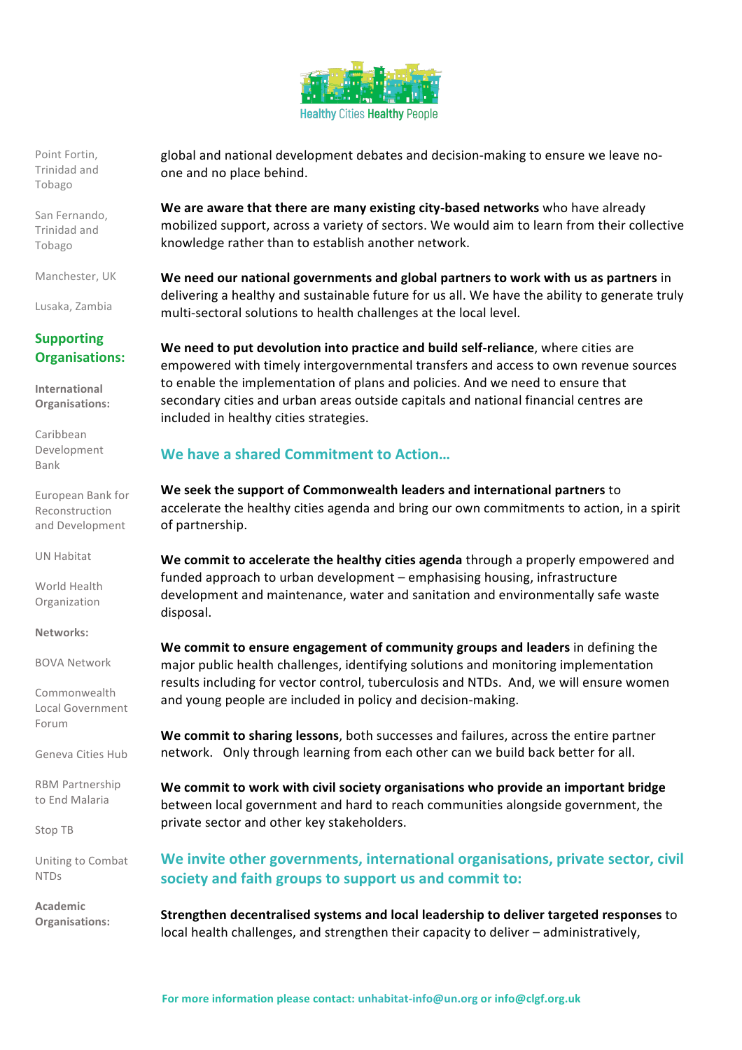Point Fortin, Trinidad and Tobago

San Fernando, Trinidad and Tobago

Manchester, UK

Lusaka, Zambia

**Supporting Organisations:**

**International Organisations:**

Caribbean Development Bank

European Bank for Reconstruction and Development

UN Habitat

World Health Organization

**Networks:**

BOVA Network

Commonwealth Local Government Forum

Geneva Cities Hub

RBM Partnership to End Malaria

Stop TB

Uniting to Combat NTDs

**Academic Organisations:**

global and national development debates and decision-making to ensure we leave no-one and no place behind.

**We are aware that there are many existing city-based networks** who have already mobilized support, across a variety of sectors. We would aim to learn from their collective knowledge rather than to establish another network.

**We need our national governments and global partners to work with us as partners** in delivering a healthy and sustainable future for us all. We have the ability to generate truly multi-sectoral solutions to health challenges at the local level.

**We need to put devolution into practice and build self-reliance**, where cities are empowered with timely intergovernmental transfers and access to own revenue sources to enable the implementation of plans and policies. And we need to ensure that secondary cities and urban areas outside capitals and national financial centres are included in healthy cities strategies.

## We have a shared Commitment to Action…

**We seek the support of Commonwealth leaders and international partners** to accelerate the healthy cities agenda and bring our own commitments to action, in a spirit of partnership.

**We commit to accelerate the healthy cities agenda** through a properly empowered and funded approach to urban development – emphasising housing, infrastructure development and maintenance, water and sanitation and environmentally safe waste disposal.

**We commit to ensure engagement of community groups and leaders** in defining the major public health challenges, identifying solutions and monitoring implementation results including for vector control, tuberculosis and NTDs. And, we will ensure women and young people are included in policy and decision-making.

**We commit to sharing lessons**, both successes and failures, across the entire partner network. Only through learning from each other can we build back better for all.

**We commit to work with civil society organisations who provide an important bridge** between local government and hard to reach communities alongside government, the private sector and other key stakeholders.

## We invite other governments, international organisations, private sector, civil society and faith groups to support us and commit to:

**Strengthen decentralised systems and local leadership to deliver targeted responses** to local health challenges, and strengthen their capacity to deliver – administratively,

**For more information please contact: unhabitat-info@un.org or info@clgf.org.uk**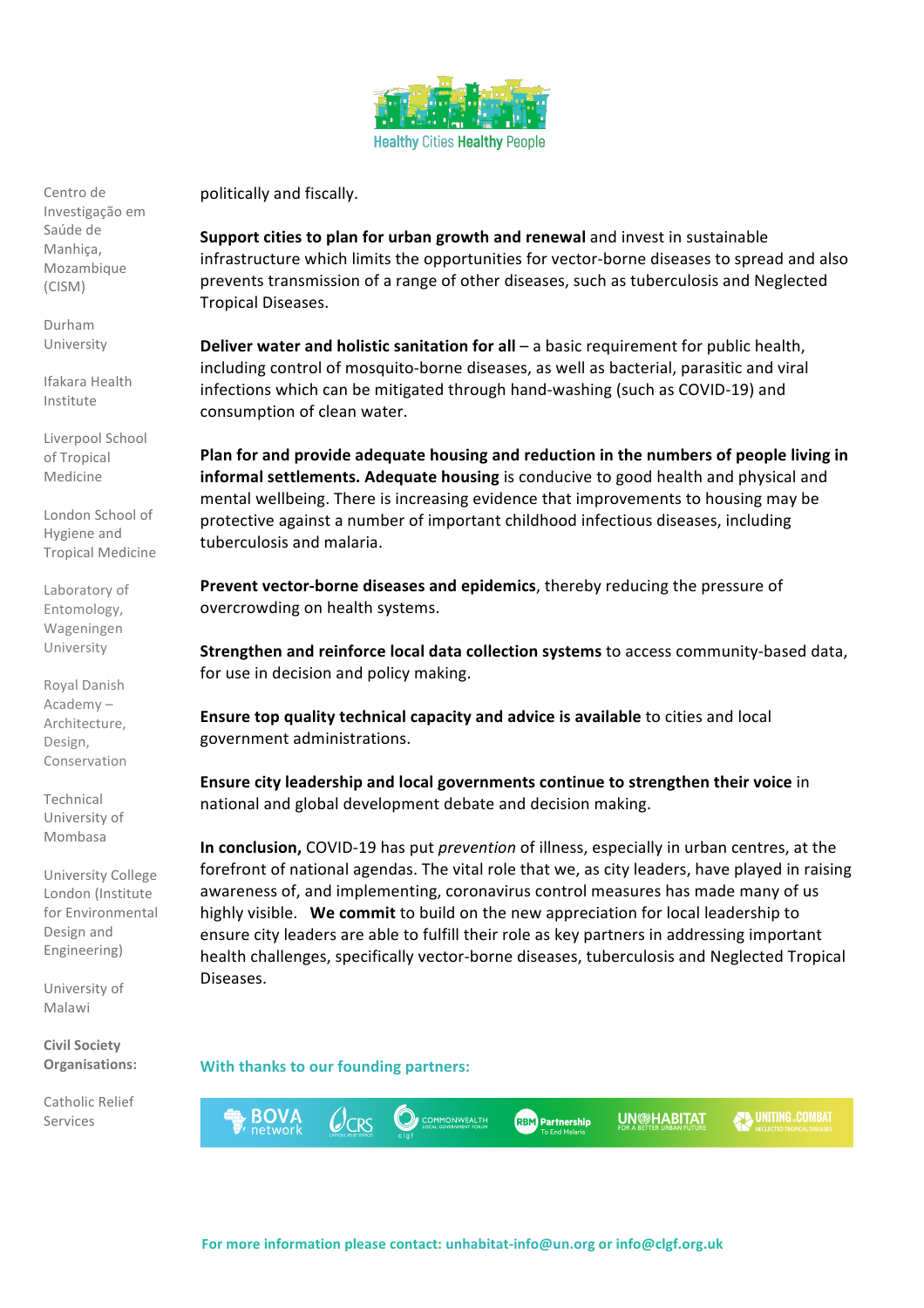Healthy Cities Healthy People

Centro de Investigação em Saúde de Manhiça, Mozambique (CISM)

Durham University

Ifakara Health Institute

Liverpool School of Tropical Medicine

London School of Hygiene and Tropical Medicine

Laboratory of Entomology, Wageningen University

Royal Danish Academy – Architecture, Design, Conservation

Technical University of Mombasa

University College London (Institute for Environmental Design and Engineering)

University of Malawi

**Civil Society Organisations:**

Catholic Relief Services

politically and fiscally.

**Support cities to plan for urban growth and renewal** and invest in sustainable infrastructure which limits the opportunities for vector-borne diseases to spread and also prevents transmission of a range of other diseases, such as tuberculosis and Neglected Tropical Diseases.

**Deliver water and holistic sanitation for all** – a basic requirement for public health, including control of mosquito-borne diseases, as well as bacterial, parasitic and viral infections which can be mitigated through hand-washing (such as COVID-19) and consumption of clean water.

**Plan for and provide adequate housing and reduction in the numbers of people living in informal settlements. Adequate housing** is conducive to good health and physical and mental wellbeing. There is increasing evidence that improvements to housing may be protective against a number of important childhood infectious diseases, including tuberculosis and malaria.

**Prevent vector-borne diseases and epidemics**, thereby reducing the pressure of overcrowding on health systems.

**Strengthen and reinforce local data collection systems** to access community-based data, for use in decision and policy making.

**Ensure top quality technical capacity and advice is available** to cities and local government administrations.

**Ensure city leadership and local governments continue to strengthen their voice** in national and global development debate and decision making.

**In conclusion,** COVID-19 has put *prevention* of illness, especially in urban centres, at the forefront of national agendas. The vital role that we, as city leaders, have played in raising awareness of, and implementing, coronavirus control measures has made many of us highly visible. **We commit** to build on the new appreciation for local leadership to ensure city leaders are able to fulfill their role as key partners in addressing important health challenges, specifically vector-borne diseases, tuberculosis and Neglected Tropical Diseases.

**With thanks to our founding partners:**

BOVA network · CRS Catholic Relief Services · CLGF Commonwealth Local Government Forum · RBM Partnership To End Malaria · UN-HABITAT For a Better Urban Future · Uniting to Combat Neglected Tropical Diseases

**For more information please contact: unhabitat-info@un.org or info@clgf.org.uk**